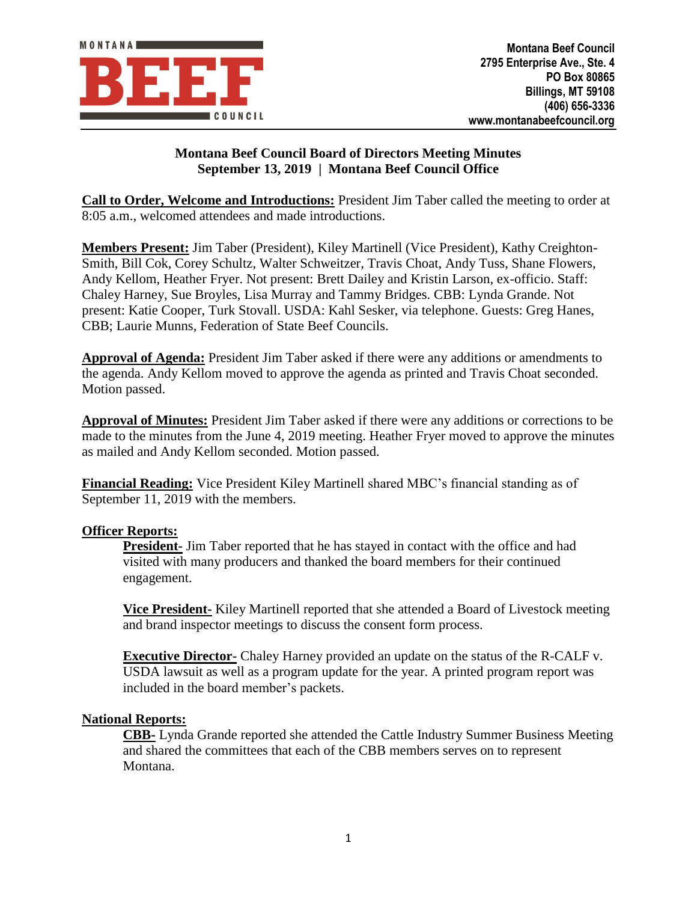Montana Beef Council
2795 Enterprise Ave., Ste. 4
PO Box 80865
Billings, MT 59108
(406) 656-3336
www.montanabeefcouncil.org

# Montana Beef Council Board of Directors Meeting Minutes
## September 13, 2019 | Montana Beef Council Office

**Call to Order, Welcome and Introductions:** President Jim Taber called the meeting to order at 8:05 a.m., welcomed attendees and made introductions.

**Members Present:** Jim Taber (President), Kiley Martinell (Vice President), Kathy Creighton-Smith, Bill Cok, Corey Schultz, Walter Schweitzer, Travis Choat, Andy Tuss, Shane Flowers, Andy Kellom, Heather Fryer. Not present: Brett Dailey and Kristin Larson, ex-officio. Staff: Chaley Harney, Sue Broyles, Lisa Murray and Tammy Bridges. CBB: Lynda Grande. Not present: Katie Cooper, Turk Stovall. USDA: Kahl Sesker, via telephone. Guests: Greg Hanes, CBB; Laurie Munns, Federation of State Beef Councils.

**Approval of Agenda:** President Jim Taber asked if there were any additions or amendments to the agenda. Andy Kellom moved to approve the agenda as printed and Travis Choat seconded. Motion passed.

**Approval of Minutes:** President Jim Taber asked if there were any additions or corrections to be made to the minutes from the June 4, 2019 meeting. Heather Fryer moved to approve the minutes as mailed and Andy Kellom seconded. Motion passed.

**Financial Reading:** Vice President Kiley Martinell shared MBC's financial standing as of September 11, 2019 with the members.

**Officer Reports:**

**President-** Jim Taber reported that he has stayed in contact with the office and had visited with many producers and thanked the board members for their continued engagement.

**Vice President-** Kiley Martinell reported that she attended a Board of Livestock meeting and brand inspector meetings to discuss the consent form process.

**Executive Director-** Chaley Harney provided an update on the status of the R-CALF v. USDA lawsuit as well as a program update for the year. A printed program report was included in the board member's packets.

**National Reports:**

**CBB-** Lynda Grande reported she attended the Cattle Industry Summer Business Meeting and shared the committees that each of the CBB members serves on to represent Montana.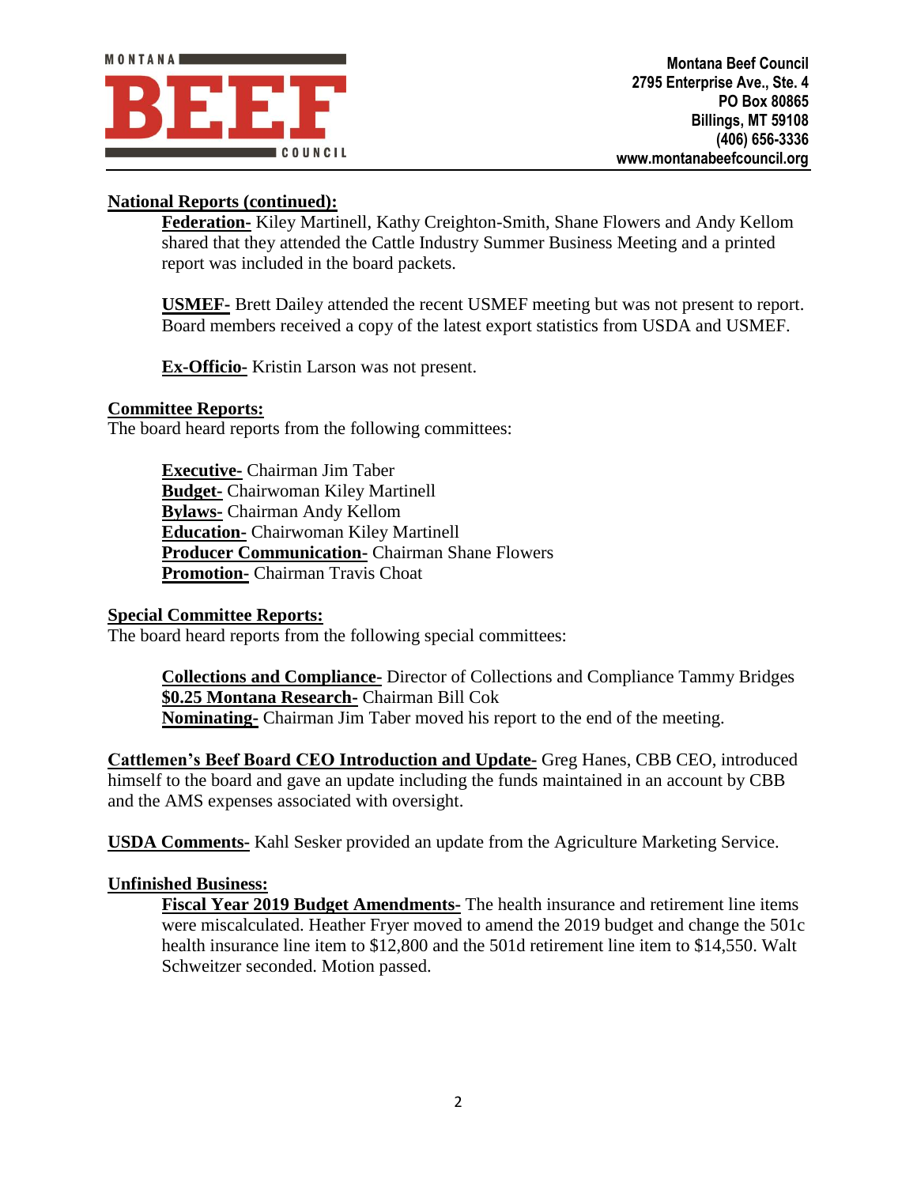**National Reports (continued):**

**Federation-** Kiley Martinell, Kathy Creighton-Smith, Shane Flowers and Andy Kellom shared that they attended the Cattle Industry Summer Business Meeting and a printed report was included in the board packets.

**USMEF-** Brett Dailey attended the recent USMEF meeting but was not present to report. Board members received a copy of the latest export statistics from USDA and USMEF.

**Ex-Officio-** Kristin Larson was not present.

**Committee Reports:**

The board heard reports from the following committees:

**Executive-** Chairman Jim Taber
**Budget-** Chairwoman Kiley Martinell
**Bylaws-** Chairman Andy Kellom
**Education-** Chairwoman Kiley Martinell
**Producer Communication-** Chairman Shane Flowers
**Promotion-** Chairman Travis Choat

**Special Committee Reports:**

The board heard reports from the following special committees:

**Collections and Compliance-** Director of Collections and Compliance Tammy Bridges
**$0.25 Montana Research-** Chairman Bill Cok
**Nominating-** Chairman Jim Taber moved his report to the end of the meeting.

**Cattlemen's Beef Board CEO Introduction and Update-** Greg Hanes, CBB CEO, introduced himself to the board and gave an update including the funds maintained in an account by CBB and the AMS expenses associated with oversight.

**USDA Comments-** Kahl Sesker provided an update from the Agriculture Marketing Service.

**Unfinished Business:**

**Fiscal Year 2019 Budget Amendments-** The health insurance and retirement line items were miscalculated. Heather Fryer moved to amend the 2019 budget and change the 501c health insurance line item to $12,800 and the 501d retirement line item to $14,550. Walt Schweitzer seconded. Motion passed.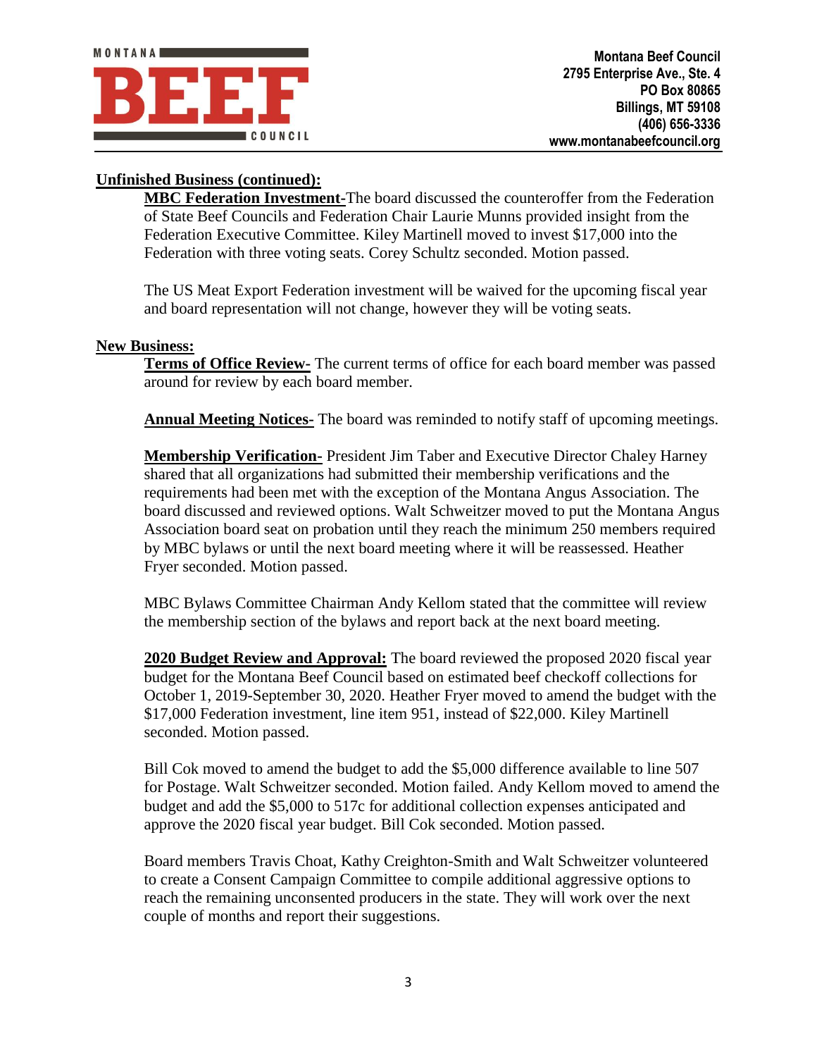**Unfinished Business (continued):**

**MBC Federation Investment-**The board discussed the counteroffer from the Federation of State Beef Councils and Federation Chair Laurie Munns provided insight from the Federation Executive Committee. Kiley Martinell moved to invest $17,000 into the Federation with three voting seats. Corey Schultz seconded. Motion passed.

The US Meat Export Federation investment will be waived for the upcoming fiscal year and board representation will not change, however they will be voting seats.

**New Business:**

**Terms of Office Review-** The current terms of office for each board member was passed around for review by each board member.

**Annual Meeting Notices-** The board was reminded to notify staff of upcoming meetings.

**Membership Verification-** President Jim Taber and Executive Director Chaley Harney shared that all organizations had submitted their membership verifications and the requirements had been met with the exception of the Montana Angus Association. The board discussed and reviewed options. Walt Schweitzer moved to put the Montana Angus Association board seat on probation until they reach the minimum 250 members required by MBC bylaws or until the next board meeting where it will be reassessed. Heather Fryer seconded. Motion passed.

MBC Bylaws Committee Chairman Andy Kellom stated that the committee will review the membership section of the bylaws and report back at the next board meeting.

**2020 Budget Review and Approval:** The board reviewed the proposed 2020 fiscal year budget for the Montana Beef Council based on estimated beef checkoff collections for October 1, 2019-September 30, 2020. Heather Fryer moved to amend the budget with the $17,000 Federation investment, line item 951, instead of $22,000. Kiley Martinell seconded. Motion passed.

Bill Cok moved to amend the budget to add the $5,000 difference available to line 507 for Postage. Walt Schweitzer seconded. Motion failed. Andy Kellom moved to amend the budget and add the $5,000 to 517c for additional collection expenses anticipated and approve the 2020 fiscal year budget. Bill Cok seconded. Motion passed.

Board members Travis Choat, Kathy Creighton-Smith and Walt Schweitzer volunteered to create a Consent Campaign Committee to compile additional aggressive options to reach the remaining unconsented producers in the state. They will work over the next couple of months and report their suggestions.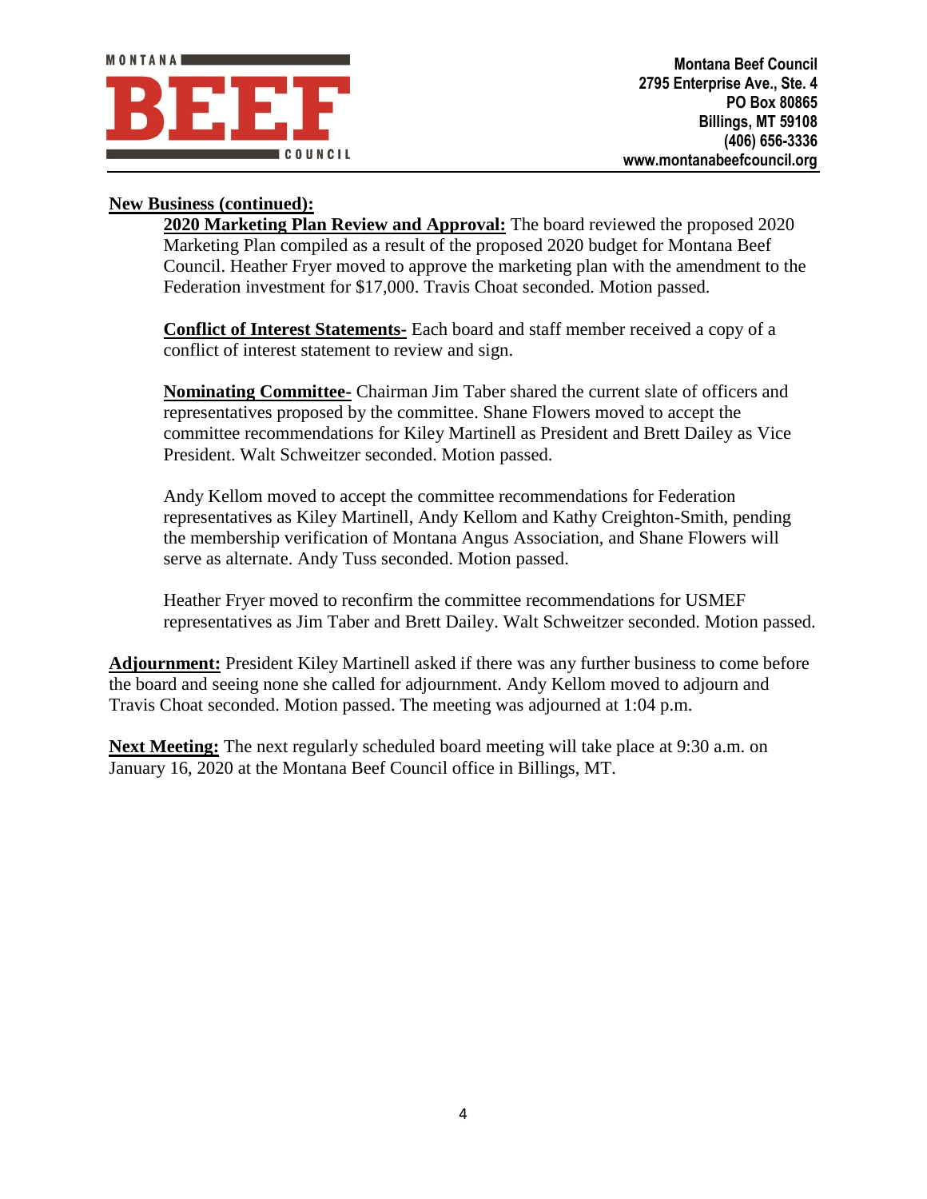**New Business (continued):**

**2020 Marketing Plan Review and Approval:** The board reviewed the proposed 2020 Marketing Plan compiled as a result of the proposed 2020 budget for Montana Beef Council. Heather Fryer moved to approve the marketing plan with the amendment to the Federation investment for $17,000. Travis Choat seconded. Motion passed.

**Conflict of Interest Statements-** Each board and staff member received a copy of a conflict of interest statement to review and sign.

**Nominating Committee-** Chairman Jim Taber shared the current slate of officers and representatives proposed by the committee. Shane Flowers moved to accept the committee recommendations for Kiley Martinell as President and Brett Dailey as Vice President. Walt Schweitzer seconded. Motion passed.

Andy Kellom moved to accept the committee recommendations for Federation representatives as Kiley Martinell, Andy Kellom and Kathy Creighton-Smith, pending the membership verification of Montana Angus Association, and Shane Flowers will serve as alternate. Andy Tuss seconded. Motion passed.

Heather Fryer moved to reconfirm the committee recommendations for USMEF representatives as Jim Taber and Brett Dailey. Walt Schweitzer seconded. Motion passed.

**Adjournment:** President Kiley Martinell asked if there was any further business to come before the board and seeing none she called for adjournment. Andy Kellom moved to adjourn and Travis Choat seconded. Motion passed. The meeting was adjourned at 1:04 p.m.

**Next Meeting:** The next regularly scheduled board meeting will take place at 9:30 a.m. on January 16, 2020 at the Montana Beef Council office in Billings, MT.